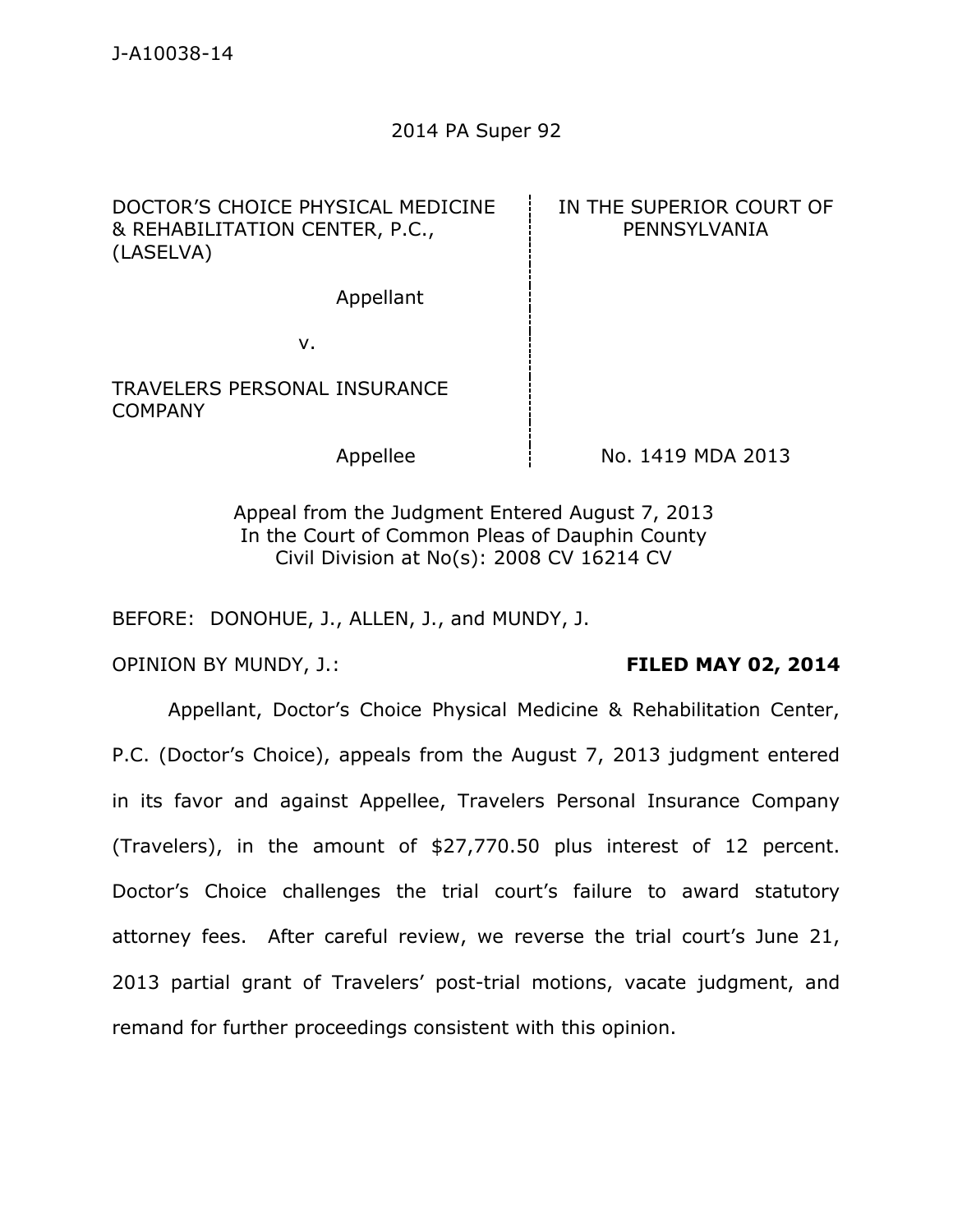J-A10038-14

2014 PA Super 92

| DOCTOR'S CHOICE PHYSICAL MEDICINE & REHABILITATION CENTER, P.C., (LASELVA) | IN THE SUPERIOR COURT OF PENNSYLVANIA |
| --- | --- |
| Appellant | |
| v. | |
| TRAVELERS PERSONAL INSURANCE COMPANY | |
| Appellee | No. 1419 MDA 2013 |

Appeal from the Judgment Entered August 7, 2013
In the Court of Common Pleas of Dauphin County
Civil Division at No(s): 2008 CV 16214 CV

BEFORE: DONOHUE, J., ALLEN, J., and MUNDY, J.

OPINION BY MUNDY, J.: **FILED MAY 02, 2014**

Appellant, Doctor's Choice Physical Medicine & Rehabilitation Center, P.C. (Doctor's Choice), appeals from the August 7, 2013 judgment entered in its favor and against Appellee, Travelers Personal Insurance Company (Travelers), in the amount of $27,770.50 plus interest of 12 percent. Doctor's Choice challenges the trial court's failure to award statutory attorney fees. After careful review, we reverse the trial court's June 21, 2013 partial grant of Travelers' post-trial motions, vacate judgment, and remand for further proceedings consistent with this opinion.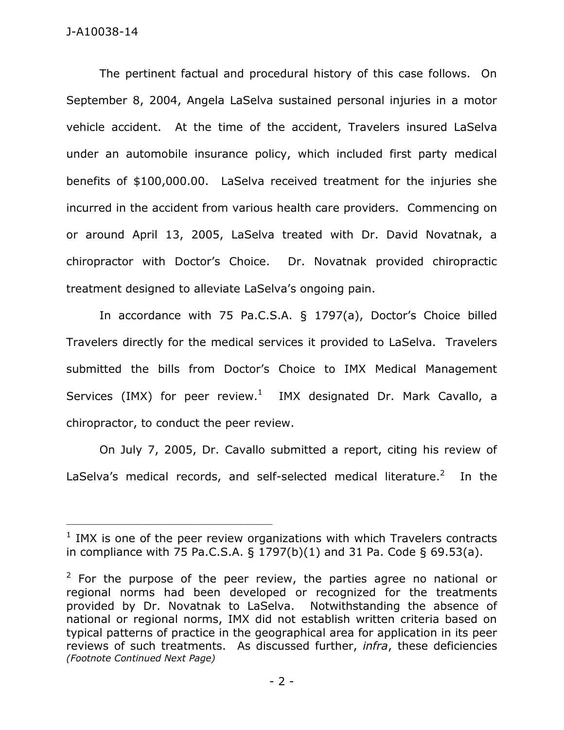The pertinent factual and procedural history of this case follows. On September 8, 2004, Angela LaSelva sustained personal injuries in a motor vehicle accident. At the time of the accident, Travelers insured LaSelva under an automobile insurance policy, which included first party medical benefits of $100,000.00. LaSelva received treatment for the injuries she incurred in the accident from various health care providers. Commencing on or around April 13, 2005, LaSelva treated with Dr. David Novatnak, a chiropractor with Doctor's Choice. Dr. Novatnak provided chiropractic treatment designed to alleviate LaSelva's ongoing pain.

In accordance with 75 Pa.C.S.A. § 1797(a), Doctor's Choice billed Travelers directly for the medical services it provided to LaSelva. Travelers submitted the bills from Doctor's Choice to IMX Medical Management Services (IMX) for peer review.[1] IMX designated Dr. Mark Cavallo, a chiropractor, to conduct the peer review.

On July 7, 2005, Dr. Cavallo submitted a report, citing his review of LaSelva's medical records, and self-selected medical literature.[2] In the

---

[1] IMX is one of the peer review organizations with which Travelers contracts in compliance with 75 Pa.C.S.A. § 1797(b)(1) and 31 Pa. Code § 69.53(a).

[2] For the purpose of the peer review, the parties agree no national or regional norms had been developed or recognized for the treatments provided by Dr. Novatnak to LaSelva. Notwithstanding the absence of national or regional norms, IMX did not establish written criteria based on typical patterns of practice in the geographical area for application in its peer reviews of such treatments. As discussed further, *infra*, these deficiencies *(Footnote Continued Next Page)*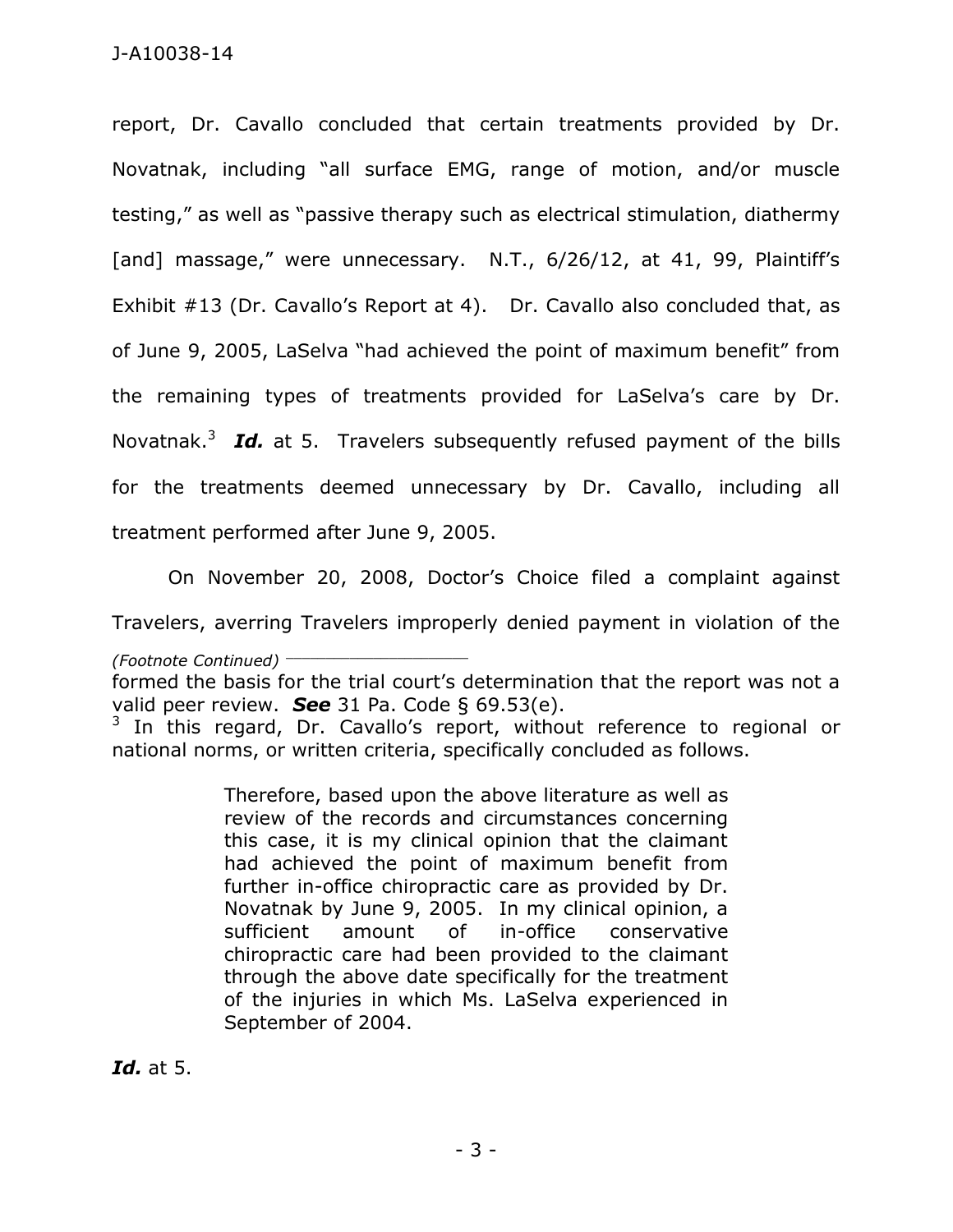report, Dr. Cavallo concluded that certain treatments provided by Dr. Novatnak, including "all surface EMG, range of motion, and/or muscle testing," as well as "passive therapy such as electrical stimulation, diathermy [and] massage," were unnecessary. N.T., 6/26/12, at 41, 99, Plaintiff's Exhibit #13 (Dr. Cavallo's Report at 4). Dr. Cavallo also concluded that, as of June 9, 2005, LaSelva "had achieved the point of maximum benefit" from the remaining types of treatments provided for LaSelva's care by Dr. Novatnak.[3] ***Id.*** at 5. Travelers subsequently refused payment of the bills for the treatments deemed unnecessary by Dr. Cavallo, including all treatment performed after June 9, 2005.

On November 20, 2008, Doctor's Choice filed a complaint against Travelers, averring Travelers improperly denied payment in violation of the

---

*(Footnote Continued)*

formed the basis for the trial court's determination that the report was not a valid peer review. ***See*** 31 Pa. Code § 69.53(e).

[3] In this regard, Dr. Cavallo's report, without reference to regional or national norms, or written criteria, specifically concluded as follows.

> Therefore, based upon the above literature as well as review of the records and circumstances concerning this case, it is my clinical opinion that the claimant had achieved the point of maximum benefit from further in-office chiropractic care as provided by Dr. Novatnak by June 9, 2005. In my clinical opinion, a sufficient amount of in-office conservative chiropractic care had been provided to the claimant through the above date specifically for the treatment of the injuries in which Ms. LaSelva experienced in September of 2004.

***Id.*** at 5.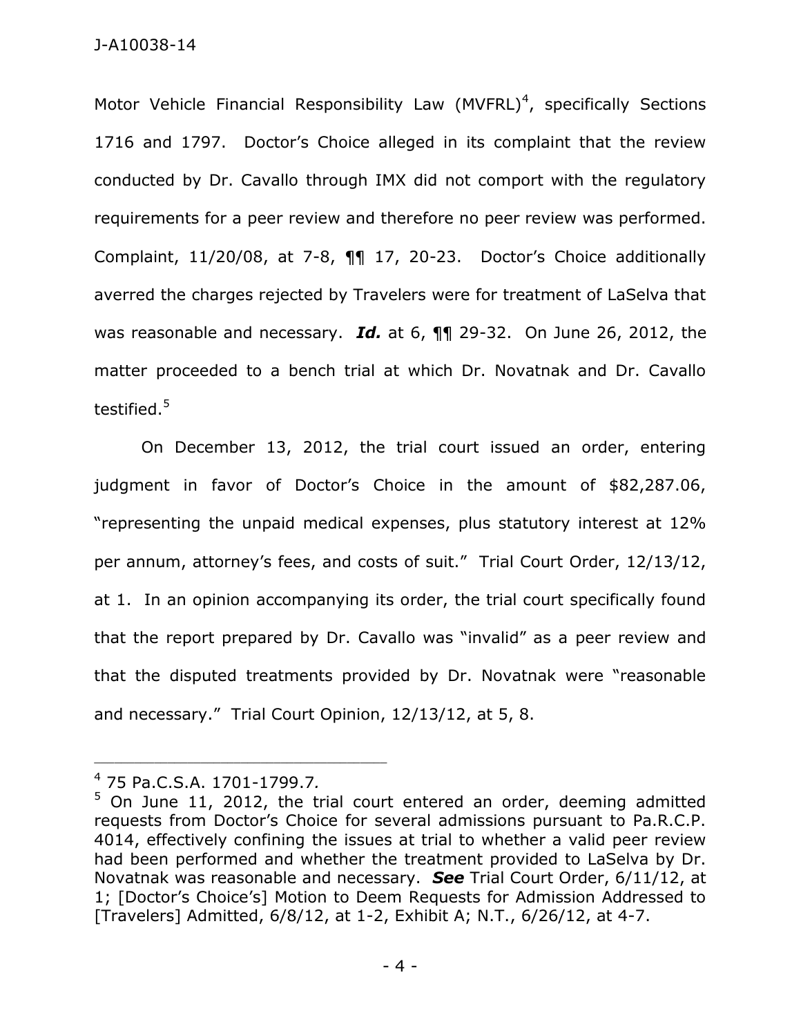Motor Vehicle Financial Responsibility Law (MVFRL)[4], specifically Sections 1716 and 1797. Doctor's Choice alleged in its complaint that the review conducted by Dr. Cavallo through IMX did not comport with the regulatory requirements for a peer review and therefore no peer review was performed. Complaint, 11/20/08, at 7-8, ¶¶ 17, 20-23. Doctor's Choice additionally averred the charges rejected by Travelers were for treatment of LaSelva that was reasonable and necessary. ***Id.*** at 6, ¶¶ 29-32. On June 26, 2012, the matter proceeded to a bench trial at which Dr. Novatnak and Dr. Cavallo testified.[5]

On December 13, 2012, the trial court issued an order, entering judgment in favor of Doctor's Choice in the amount of $82,287.06, "representing the unpaid medical expenses, plus statutory interest at 12% per annum, attorney's fees, and costs of suit." Trial Court Order, 12/13/12, at 1. In an opinion accompanying its order, the trial court specifically found that the report prepared by Dr. Cavallo was "invalid" as a peer review and that the disputed treatments provided by Dr. Novatnak were "reasonable and necessary." Trial Court Opinion, 12/13/12, at 5, 8.

---

[4] 75 Pa.C.S.A. 1701-1799.7.

[5] On June 11, 2012, the trial court entered an order, deeming admitted requests from Doctor's Choice for several admissions pursuant to Pa.R.C.P. 4014, effectively confining the issues at trial to whether a valid peer review had been performed and whether the treatment provided to LaSelva by Dr. Novatnak was reasonable and necessary. ***See*** Trial Court Order, 6/11/12, at 1; [Doctor's Choice's] Motion to Deem Requests for Admission Addressed to [Travelers] Admitted, 6/8/12, at 1-2, Exhibit A; N.T., 6/26/12, at 4-7.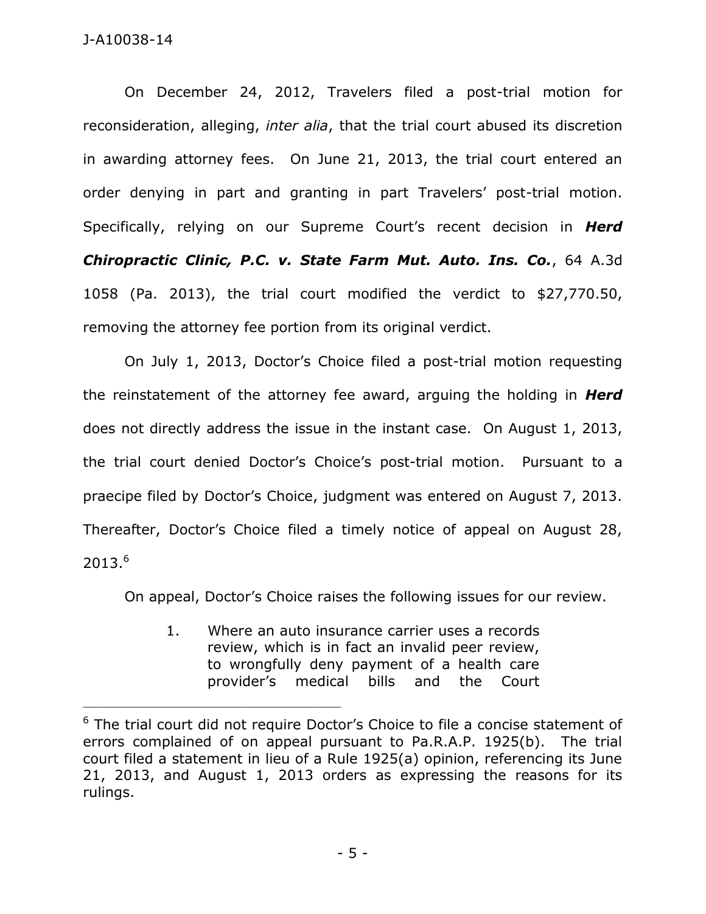On December 24, 2012, Travelers filed a post-trial motion for reconsideration, alleging, *inter alia*, that the trial court abused its discretion in awarding attorney fees. On June 21, 2013, the trial court entered an order denying in part and granting in part Travelers' post-trial motion. Specifically, relying on our Supreme Court's recent decision in ***Herd Chiropractic Clinic, P.C. v. State Farm Mut. Auto. Ins. Co.***, 64 A.3d 1058 (Pa. 2013), the trial court modified the verdict to $27,770.50, removing the attorney fee portion from its original verdict.

On July 1, 2013, Doctor's Choice filed a post-trial motion requesting the reinstatement of the attorney fee award, arguing the holding in ***Herd*** does not directly address the issue in the instant case. On August 1, 2013, the trial court denied Doctor's Choice's post-trial motion. Pursuant to a praecipe filed by Doctor's Choice, judgment was entered on August 7, 2013. Thereafter, Doctor's Choice filed a timely notice of appeal on August 28, 2013.[6]

On appeal, Doctor's Choice raises the following issues for our review.

> 1. Where an auto insurance carrier uses a records review, which is in fact an invalid peer review, to wrongfully deny payment of a health care provider's medical bills and the Court

---

[6] The trial court did not require Doctor's Choice to file a concise statement of errors complained of on appeal pursuant to Pa.R.A.P. 1925(b). The trial court filed a statement in lieu of a Rule 1925(a) opinion, referencing its June 21, 2013, and August 1, 2013 orders as expressing the reasons for its rulings.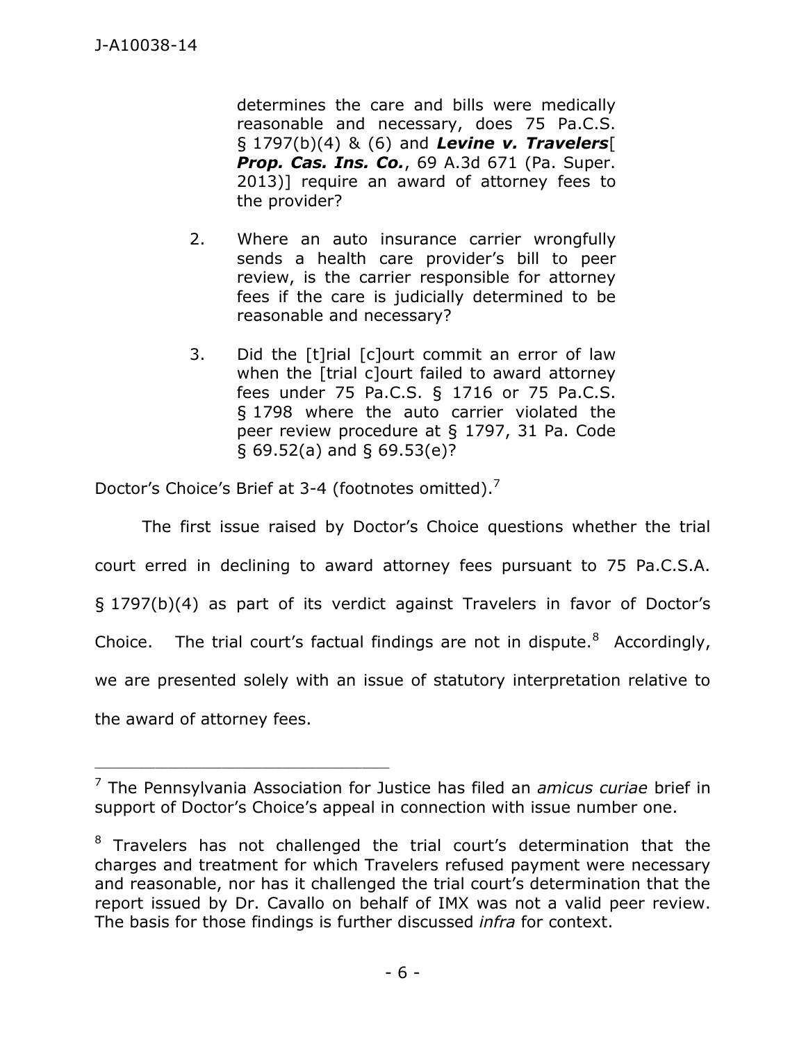> determines the care and bills were medically reasonable and necessary, does 75 Pa.C.S. § 1797(b)(4) & (6) and ***Levine v. Travelers***[ ***Prop. Cas. Ins. Co.***, 69 A.3d 671 (Pa. Super. 2013)] require an award of attorney fees to the provider?
>
> 2. Where an auto insurance carrier wrongfully sends a health care provider's bill to peer review, is the carrier responsible for attorney fees if the care is judicially determined to be reasonable and necessary?
>
> 3. Did the [t]rial [c]ourt commit an error of law when the [trial c]ourt failed to award attorney fees under 75 Pa.C.S. § 1716 or 75 Pa.C.S. § 1798 where the auto carrier violated the peer review procedure at § 1797, 31 Pa. Code § 69.52(a) and § 69.53(e)?

Doctor's Choice's Brief at 3-4 (footnotes omitted).[7]

The first issue raised by Doctor's Choice questions whether the trial court erred in declining to award attorney fees pursuant to 75 Pa.C.S.A. § 1797(b)(4) as part of its verdict against Travelers in favor of Doctor's Choice. The trial court's factual findings are not in dispute.[8] Accordingly, we are presented solely with an issue of statutory interpretation relative to the award of attorney fees.

---

[7] The Pennsylvania Association for Justice has filed an *amicus curiae* brief in support of Doctor's Choice's appeal in connection with issue number one.

[8] Travelers has not challenged the trial court's determination that the charges and treatment for which Travelers refused payment were necessary and reasonable, nor has it challenged the trial court's determination that the report issued by Dr. Cavallo on behalf of IMX was not a valid peer review. The basis for those findings is further discussed *infra* for context.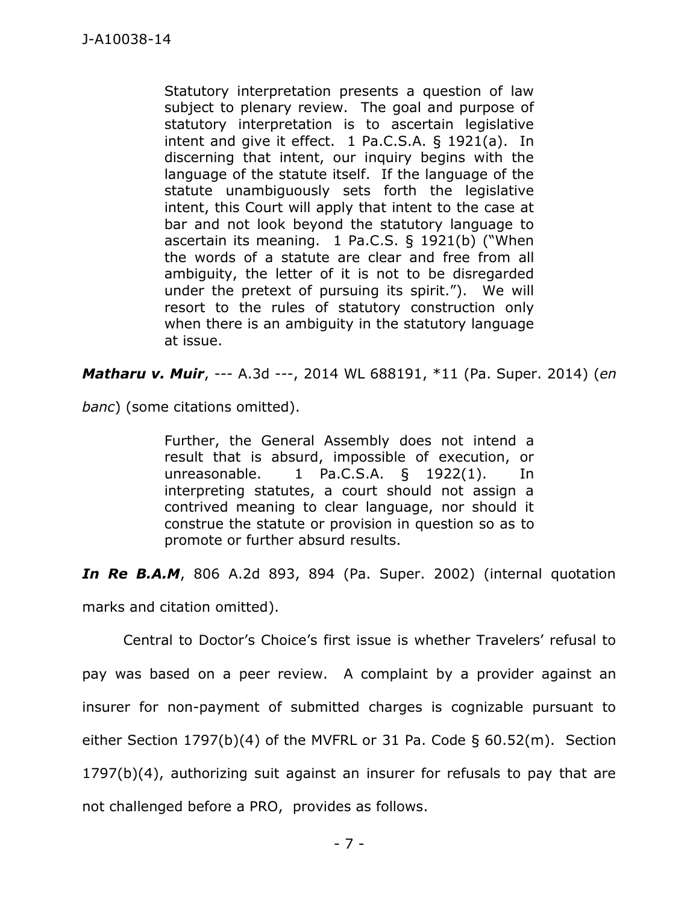> Statutory interpretation presents a question of law subject to plenary review. The goal and purpose of statutory interpretation is to ascertain legislative intent and give it effect. 1 Pa.C.S.A. § 1921(a). In discerning that intent, our inquiry begins with the language of the statute itself. If the language of the statute unambiguously sets forth the legislative intent, this Court will apply that intent to the case at bar and not look beyond the statutory language to ascertain its meaning. 1 Pa.C.S. § 1921(b) ("When the words of a statute are clear and free from all ambiguity, the letter of it is not to be disregarded under the pretext of pursuing its spirit."). We will resort to the rules of statutory construction only when there is an ambiguity in the statutory language at issue.

***Matharu v. Muir***, --- A.3d ---, 2014 WL 688191, *11 (Pa. Super. 2014) (*en banc*) (some citations omitted).

> Further, the General Assembly does not intend a result that is absurd, impossible of execution, or unreasonable. 1 Pa.C.S.A. § 1922(1). In interpreting statutes, a court should not assign a contrived meaning to clear language, nor should it construe the statute or provision in question so as to promote or further absurd results.

***In Re B.A.M***, 806 A.2d 893, 894 (Pa. Super. 2002) (internal quotation marks and citation omitted).

Central to Doctor's Choice's first issue is whether Travelers' refusal to pay was based on a peer review. A complaint by a provider against an insurer for non-payment of submitted charges is cognizable pursuant to either Section 1797(b)(4) of the MVFRL or 31 Pa. Code § 60.52(m). Section 1797(b)(4), authorizing suit against an insurer for refusals to pay that are not challenged before a PRO, provides as follows.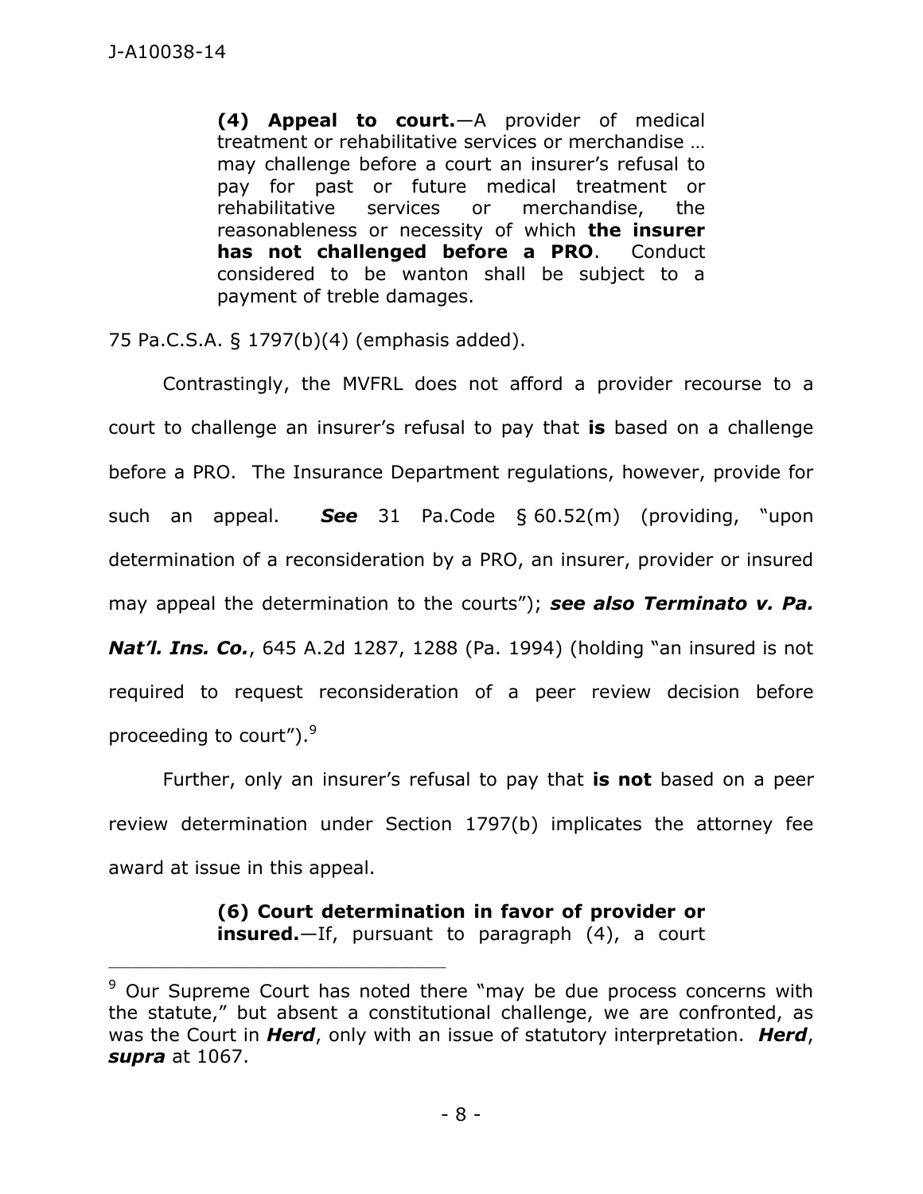> **(4) Appeal to court.**—A provider of medical treatment or rehabilitative services or merchandise … may challenge before a court an insurer's refusal to pay for past or future medical treatment or rehabilitative services or merchandise, the reasonableness or necessity of which **the insurer has not challenged before a PRO**. Conduct considered to be wanton shall be subject to a payment of treble damages.

75 Pa.C.S.A. § 1797(b)(4) (emphasis added).

Contrastingly, the MVFRL does not afford a provider recourse to a court to challenge an insurer's refusal to pay that **is** based on a challenge before a PRO. The Insurance Department regulations, however, provide for such an appeal. ***See*** 31 Pa.Code § 60.52(m) (providing, "upon determination of a reconsideration by a PRO, an insurer, provider or insured may appeal the determination to the courts"); ***see also Terminato v. Pa. Nat'l. Ins. Co.***, 645 A.2d 1287, 1288 (Pa. 1994) (holding "an insured is not required to request reconsideration of a peer review decision before proceeding to court").[9]

Further, only an insurer's refusal to pay that **is not** based on a peer review determination under Section 1797(b) implicates the attorney fee award at issue in this appeal.

> **(6) Court determination in favor of provider or insured.**—If, pursuant to paragraph (4), a court

---

[9] Our Supreme Court has noted there "may be due process concerns with the statute," but absent a constitutional challenge, we are confronted, as was the Court in ***Herd***, only with an issue of statutory interpretation. ***Herd***, ***supra*** at 1067.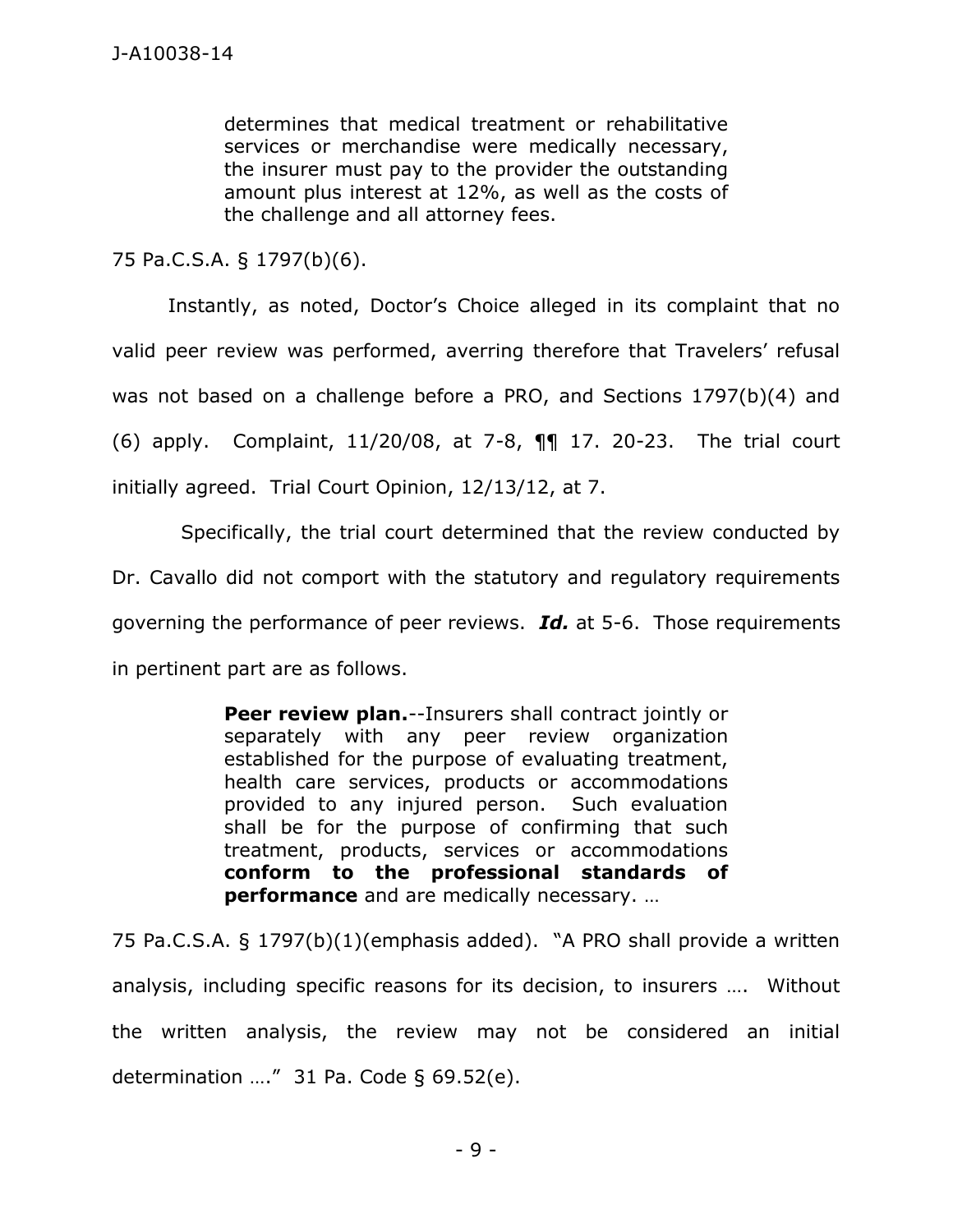> determines that medical treatment or rehabilitative services or merchandise were medically necessary, the insurer must pay to the provider the outstanding amount plus interest at 12%, as well as the costs of the challenge and all attorney fees.

75 Pa.C.S.A. § 1797(b)(6).

Instantly, as noted, Doctor's Choice alleged in its complaint that no valid peer review was performed, averring therefore that Travelers' refusal was not based on a challenge before a PRO, and Sections 1797(b)(4) and (6) apply. Complaint, 11/20/08, at 7-8, ¶¶ 17. 20-23. The trial court initially agreed. Trial Court Opinion, 12/13/12, at 7.

Specifically, the trial court determined that the review conducted by Dr. Cavallo did not comport with the statutory and regulatory requirements governing the performance of peer reviews. ***Id.*** at 5-6. Those requirements in pertinent part are as follows.

> **Peer review plan.**--Insurers shall contract jointly or separately with any peer review organization established for the purpose of evaluating treatment, health care services, products or accommodations provided to any injured person. Such evaluation shall be for the purpose of confirming that such treatment, products, services or accommodations **conform to the professional standards of performance** and are medically necessary. …

75 Pa.C.S.A. § 1797(b)(1)(emphasis added). "A PRO shall provide a written analysis, including specific reasons for its decision, to insurers …. Without the written analysis, the review may not be considered an initial determination …." 31 Pa. Code § 69.52(e).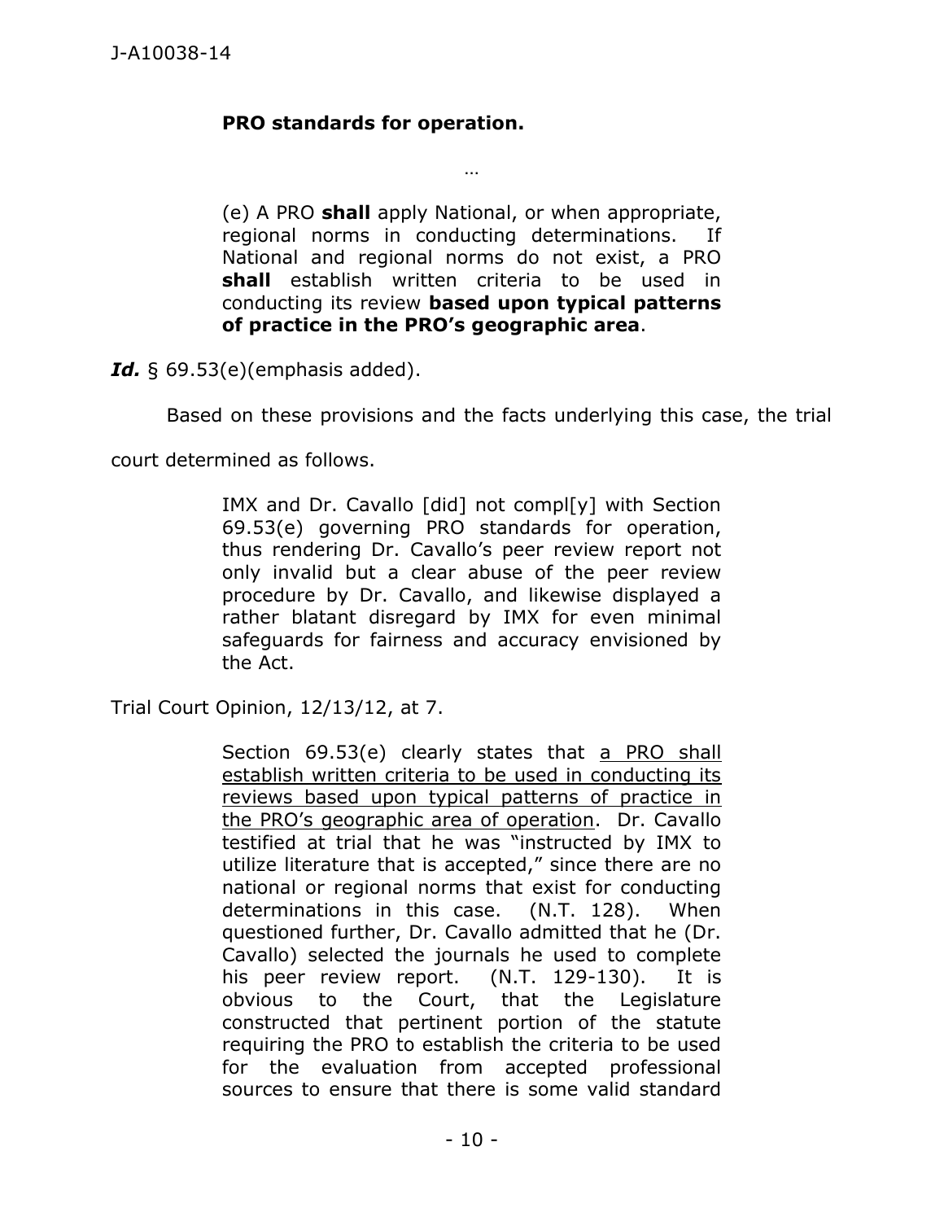> **PRO standards for operation.**
>
> …
>
> (e) A PRO **shall** apply National, or when appropriate, regional norms in conducting determinations. If National and regional norms do not exist, a PRO **shall** establish written criteria to be used in conducting its review **based upon typical patterns of practice in the PRO's geographic area**.

***Id.*** § 69.53(e)(emphasis added).

Based on these provisions and the facts underlying this case, the trial court determined as follows.

> IMX and Dr. Cavallo [did] not compl[y] with Section 69.53(e) governing PRO standards for operation, thus rendering Dr. Cavallo's peer review report not only invalid but a clear abuse of the peer review procedure by Dr. Cavallo, and likewise displayed a rather blatant disregard by IMX for even minimal safeguards for fairness and accuracy envisioned by the Act.

Trial Court Opinion, 12/13/12, at 7.

> Section 69.53(e) clearly states that <u>a PRO shall establish written criteria to be used in conducting its reviews based upon typical patterns of practice in the PRO's geographic area of operation</u>. Dr. Cavallo testified at trial that he was "instructed by IMX to utilize literature that is accepted," since there are no national or regional norms that exist for conducting determinations in this case. (N.T. 128). When questioned further, Dr. Cavallo admitted that he (Dr. Cavallo) selected the journals he used to complete his peer review report. (N.T. 129-130). It is obvious to the Court, that the Legislature constructed that pertinent portion of the statute requiring the PRO to establish the criteria to be used for the evaluation from accepted professional sources to ensure that there is some valid standard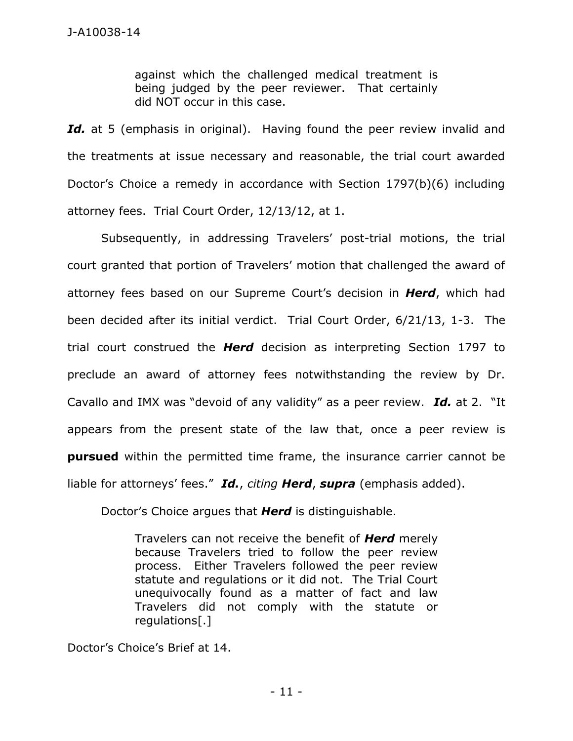> against which the challenged medical treatment is being judged by the peer reviewer. That certainly did NOT occur in this case.

***Id.*** at 5 (emphasis in original). Having found the peer review invalid and the treatments at issue necessary and reasonable, the trial court awarded Doctor's Choice a remedy in accordance with Section 1797(b)(6) including attorney fees. Trial Court Order, 12/13/12, at 1.

Subsequently, in addressing Travelers' post-trial motions, the trial court granted that portion of Travelers' motion that challenged the award of attorney fees based on our Supreme Court's decision in ***Herd***, which had been decided after its initial verdict. Trial Court Order, 6/21/13, 1-3. The trial court construed the ***Herd*** decision as interpreting Section 1797 to preclude an award of attorney fees notwithstanding the review by Dr. Cavallo and IMX was "devoid of any validity" as a peer review. ***Id.*** at 2. "It appears from the present state of the law that, once a peer review is **pursued** within the permitted time frame, the insurance carrier cannot be liable for attorneys' fees." ***Id.***, *citing* ***Herd***, ***supra*** (emphasis added).

Doctor's Choice argues that ***Herd*** is distinguishable.

> Travelers can not receive the benefit of ***Herd*** merely because Travelers tried to follow the peer review process. Either Travelers followed the peer review statute and regulations or it did not. The Trial Court unequivocally found as a matter of fact and law Travelers did not comply with the statute or regulations[.]

Doctor's Choice's Brief at 14.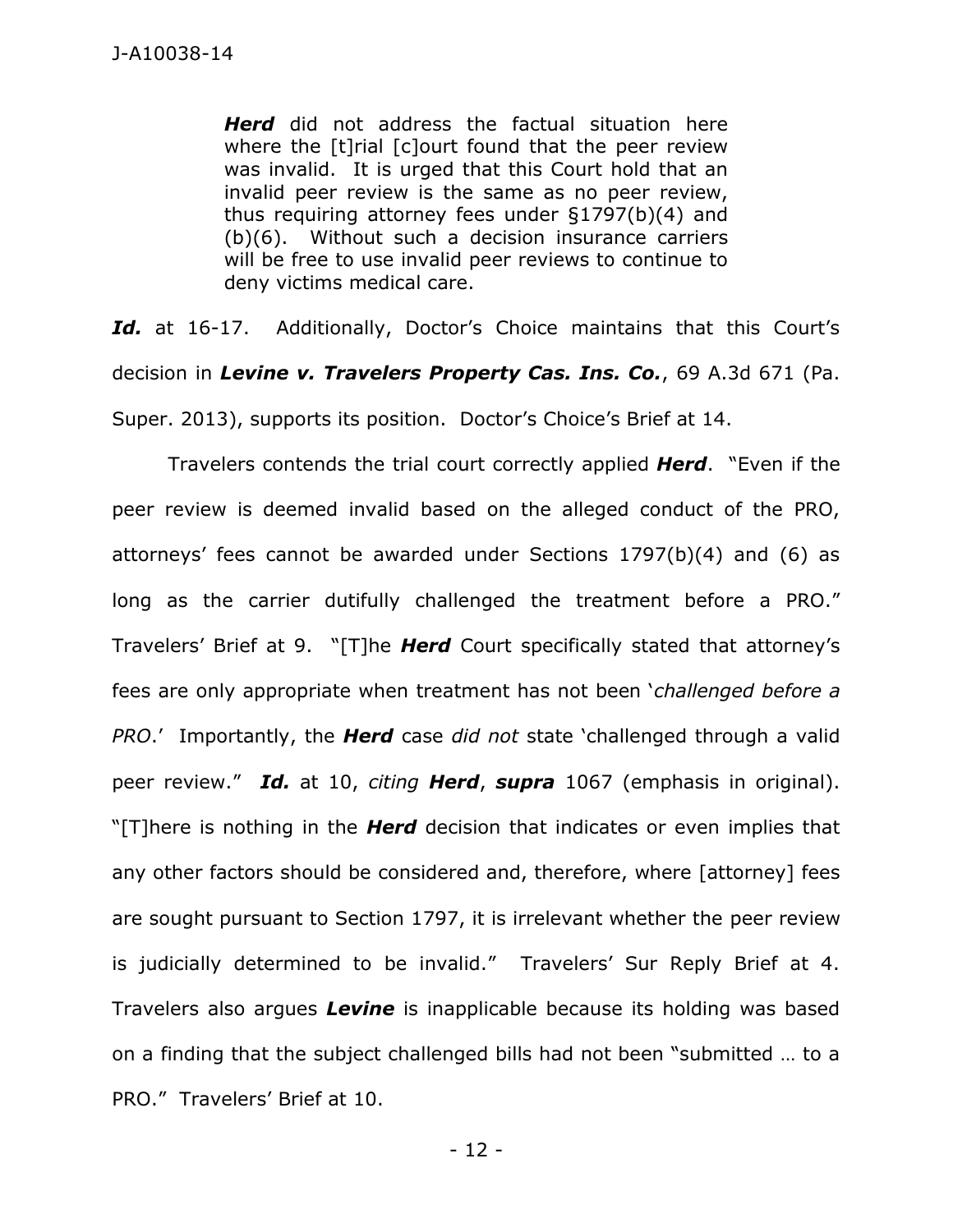> ***Herd*** did not address the factual situation here where the [t]rial [c]ourt found that the peer review was invalid. It is urged that this Court hold that an invalid peer review is the same as no peer review, thus requiring attorney fees under §1797(b)(4) and (b)(6). Without such a decision insurance carriers will be free to use invalid peer reviews to continue to deny victims medical care.

***Id.*** at 16-17. Additionally, Doctor's Choice maintains that this Court's decision in ***Levine v. Travelers Property Cas. Ins. Co.***, 69 A.3d 671 (Pa. Super. 2013), supports its position. Doctor's Choice's Brief at 14.

Travelers contends the trial court correctly applied ***Herd***. "Even if the peer review is deemed invalid based on the alleged conduct of the PRO, attorneys' fees cannot be awarded under Sections 1797(b)(4) and (6) as long as the carrier dutifully challenged the treatment before a PRO." Travelers' Brief at 9. "[T]he ***Herd*** Court specifically stated that attorney's fees are only appropriate when treatment has not been '*challenged before a PRO*.' Importantly, the ***Herd*** case *did not* state 'challenged through a valid peer review." ***Id.*** at 10, *citing* ***Herd***, ***supra*** 1067 (emphasis in original). "[T]here is nothing in the ***Herd*** decision that indicates or even implies that any other factors should be considered and, therefore, where [attorney] fees are sought pursuant to Section 1797, it is irrelevant whether the peer review is judicially determined to be invalid." Travelers' Sur Reply Brief at 4. Travelers also argues ***Levine*** is inapplicable because its holding was based on a finding that the subject challenged bills had not been "submitted … to a PRO." Travelers' Brief at 10.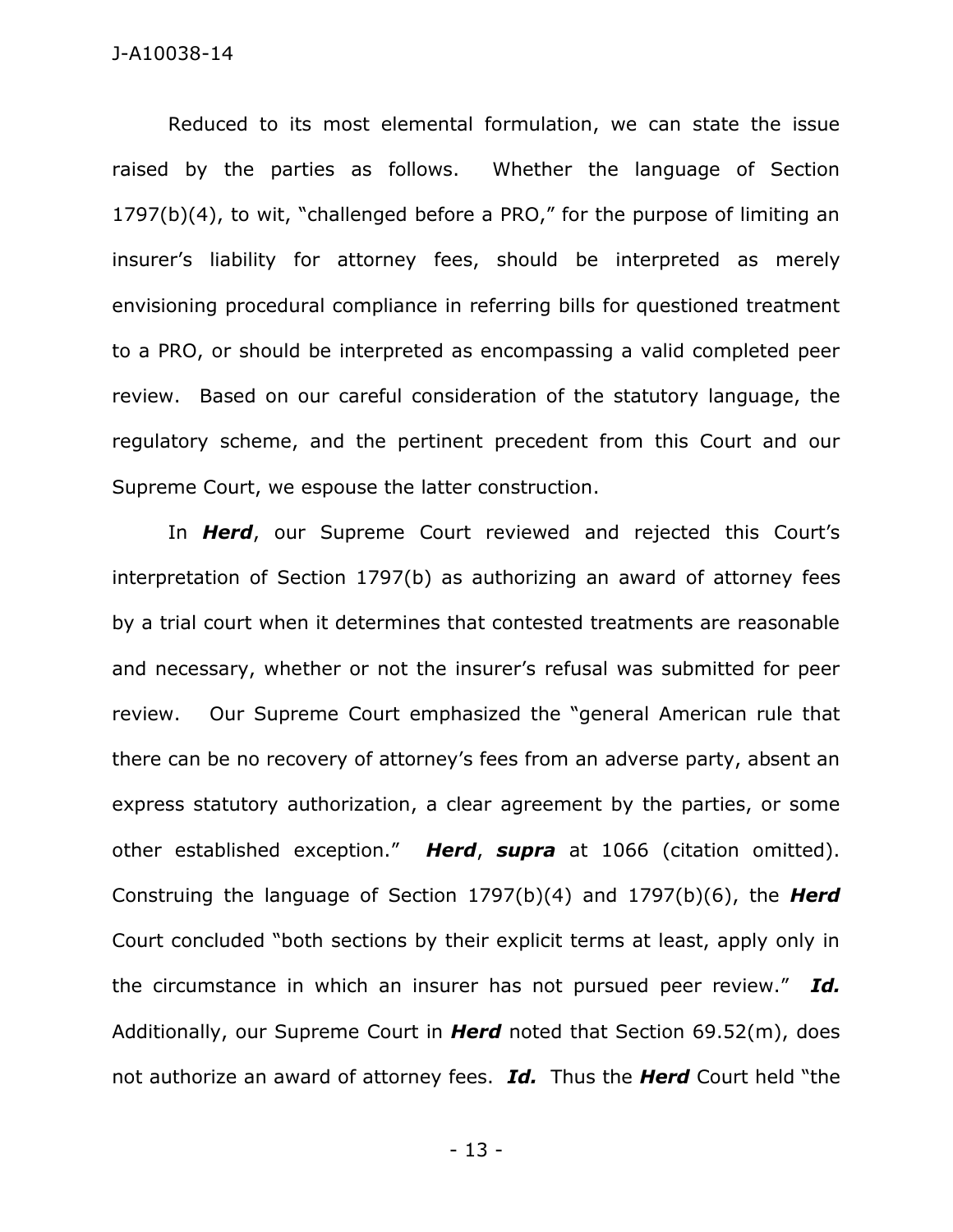Reduced to its most elemental formulation, we can state the issue raised by the parties as follows. Whether the language of Section 1797(b)(4), to wit, "challenged before a PRO," for the purpose of limiting an insurer's liability for attorney fees, should be interpreted as merely envisioning procedural compliance in referring bills for questioned treatment to a PRO, or should be interpreted as encompassing a valid completed peer review. Based on our careful consideration of the statutory language, the regulatory scheme, and the pertinent precedent from this Court and our Supreme Court, we espouse the latter construction.

In ***Herd***, our Supreme Court reviewed and rejected this Court's interpretation of Section 1797(b) as authorizing an award of attorney fees by a trial court when it determines that contested treatments are reasonable and necessary, whether or not the insurer's refusal was submitted for peer review. Our Supreme Court emphasized the "general American rule that there can be no recovery of attorney's fees from an adverse party, absent an express statutory authorization, a clear agreement by the parties, or some other established exception." ***Herd***, ***supra*** at 1066 (citation omitted). Construing the language of Section 1797(b)(4) and 1797(b)(6), the ***Herd*** Court concluded "both sections by their explicit terms at least, apply only in the circumstance in which an insurer has not pursued peer review." ***Id.*** Additionally, our Supreme Court in ***Herd*** noted that Section 69.52(m), does not authorize an award of attorney fees. ***Id.*** Thus the ***Herd*** Court held "the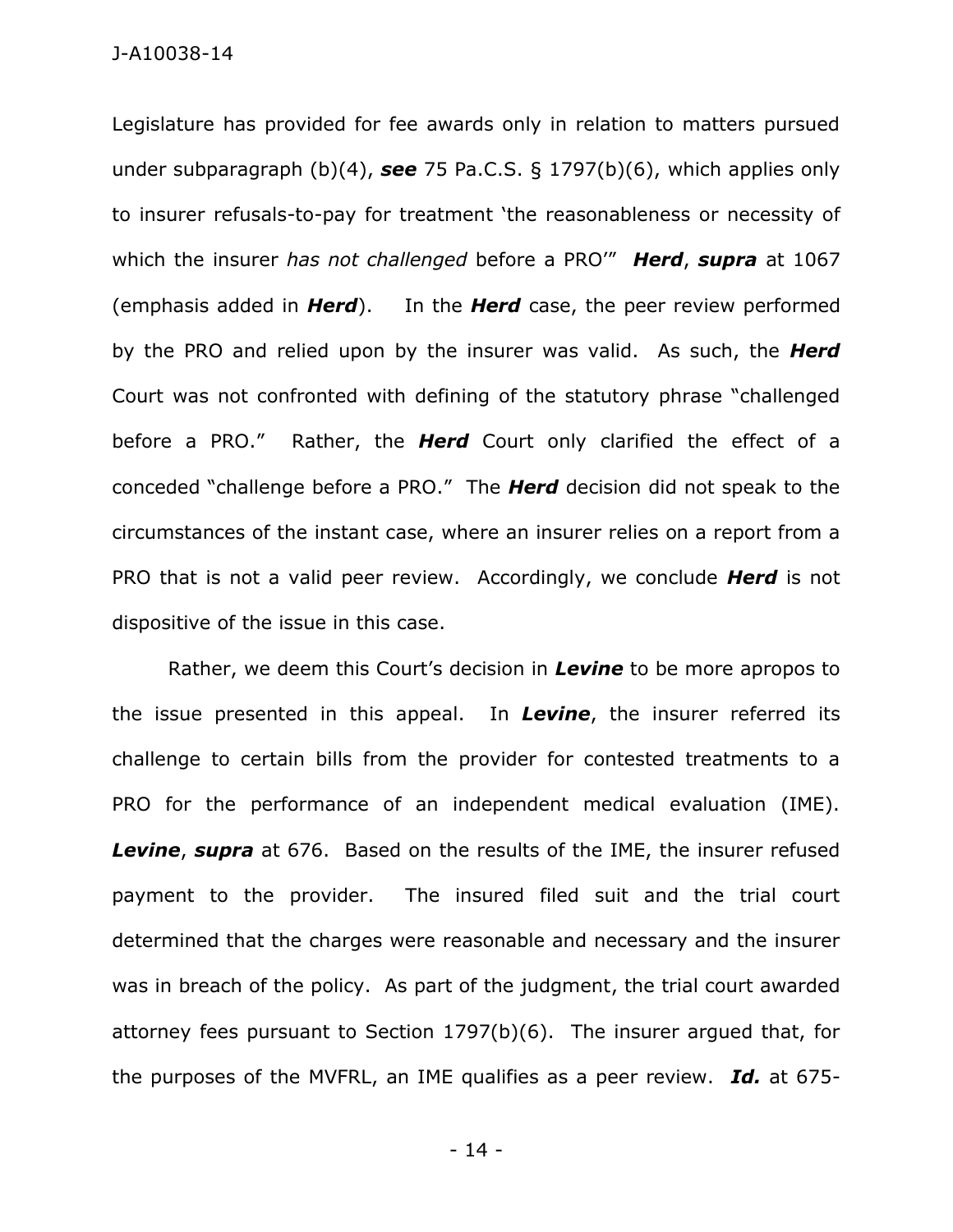Legislature has provided for fee awards only in relation to matters pursued under subparagraph (b)(4), ***see*** 75 Pa.C.S. § 1797(b)(6), which applies only to insurer refusals-to-pay for treatment 'the reasonableness or necessity of which the insurer *has not challenged* before a PRO'" ***Herd***, ***supra*** at 1067 (emphasis added in ***Herd***). In the ***Herd*** case, the peer review performed by the PRO and relied upon by the insurer was valid. As such, the ***Herd*** Court was not confronted with defining of the statutory phrase "challenged before a PRO." Rather, the ***Herd*** Court only clarified the effect of a conceded "challenge before a PRO." The ***Herd*** decision did not speak to the circumstances of the instant case, where an insurer relies on a report from a PRO that is not a valid peer review. Accordingly, we conclude ***Herd*** is not dispositive of the issue in this case.

Rather, we deem this Court's decision in ***Levine*** to be more apropos to the issue presented in this appeal. In ***Levine***, the insurer referred its challenge to certain bills from the provider for contested treatments to a PRO for the performance of an independent medical evaluation (IME). ***Levine***, ***supra*** at 676. Based on the results of the IME, the insurer refused payment to the provider. The insured filed suit and the trial court determined that the charges were reasonable and necessary and the insurer was in breach of the policy. As part of the judgment, the trial court awarded attorney fees pursuant to Section 1797(b)(6). The insurer argued that, for the purposes of the MVFRL, an IME qualifies as a peer review. ***Id.*** at 675-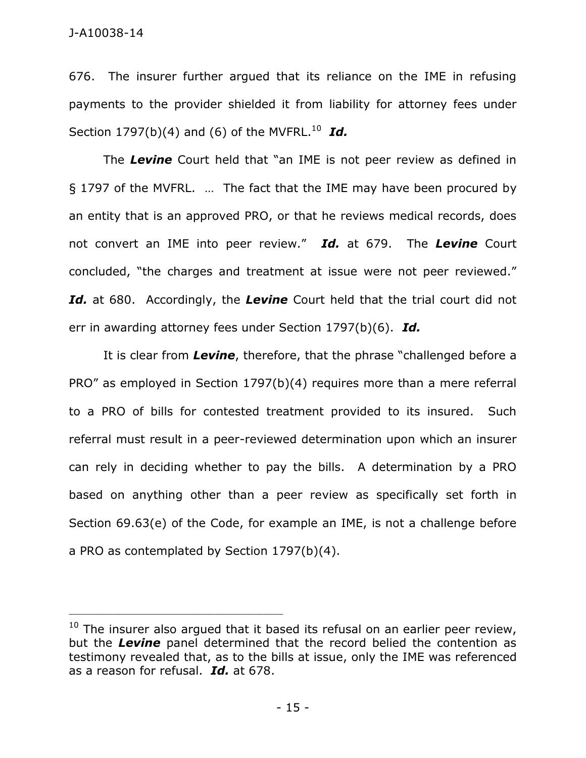676. The insurer further argued that its reliance on the IME in refusing payments to the provider shielded it from liability for attorney fees under Section 1797(b)(4) and (6) of the MVFRL.[10] ***Id.***

The ***Levine*** Court held that "an IME is not peer review as defined in § 1797 of the MVFRL. … The fact that the IME may have been procured by an entity that is an approved PRO, or that he reviews medical records, does not convert an IME into peer review." ***Id.*** at 679. The ***Levine*** Court concluded, "the charges and treatment at issue were not peer reviewed." ***Id.*** at 680. Accordingly, the ***Levine*** Court held that the trial court did not err in awarding attorney fees under Section 1797(b)(6). ***Id.***

It is clear from ***Levine***, therefore, that the phrase "challenged before a PRO" as employed in Section 1797(b)(4) requires more than a mere referral to a PRO of bills for contested treatment provided to its insured. Such referral must result in a peer-reviewed determination upon which an insurer can rely in deciding whether to pay the bills. A determination by a PRO based on anything other than a peer review as specifically set forth in Section 69.63(e) of the Code, for example an IME, is not a challenge before a PRO as contemplated by Section 1797(b)(4).

---

[10] The insurer also argued that it based its refusal on an earlier peer review, but the ***Levine*** panel determined that the record belied the contention as testimony revealed that, as to the bills at issue, only the IME was referenced as a reason for refusal. ***Id.*** at 678.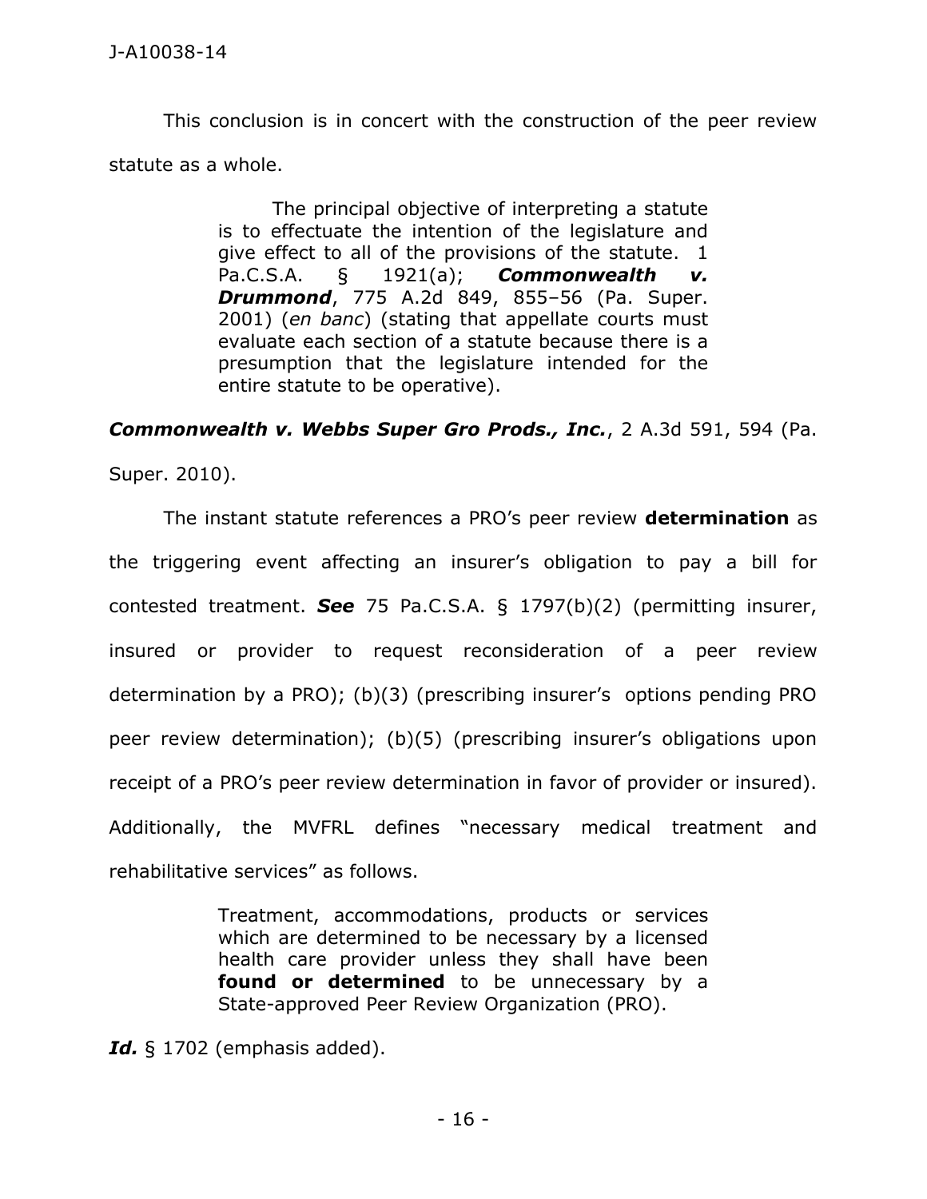This conclusion is in concert with the construction of the peer review statute as a whole.

> The principal objective of interpreting a statute is to effectuate the intention of the legislature and give effect to all of the provisions of the statute. 1 Pa.C.S.A. § 1921(a); ***Commonwealth v. Drummond***, 775 A.2d 849, 855–56 (Pa. Super. 2001) (*en banc*) (stating that appellate courts must evaluate each section of a statute because there is a presumption that the legislature intended for the entire statute to be operative).

***Commonwealth v. Webbs Super Gro Prods., Inc.***, 2 A.3d 591, 594 (Pa. Super. 2010).

The instant statute references a PRO's peer review **determination** as the triggering event affecting an insurer's obligation to pay a bill for contested treatment. ***See*** 75 Pa.C.S.A. § 1797(b)(2) (permitting insurer, insured or provider to request reconsideration of a peer review determination by a PRO); (b)(3) (prescribing insurer's options pending PRO peer review determination); (b)(5) (prescribing insurer's obligations upon receipt of a PRO's peer review determination in favor of provider or insured). Additionally, the MVFRL defines "necessary medical treatment and rehabilitative services" as follows.

> Treatment, accommodations, products or services which are determined to be necessary by a licensed health care provider unless they shall have been **found or determined** to be unnecessary by a State-approved Peer Review Organization (PRO).

***Id.*** § 1702 (emphasis added).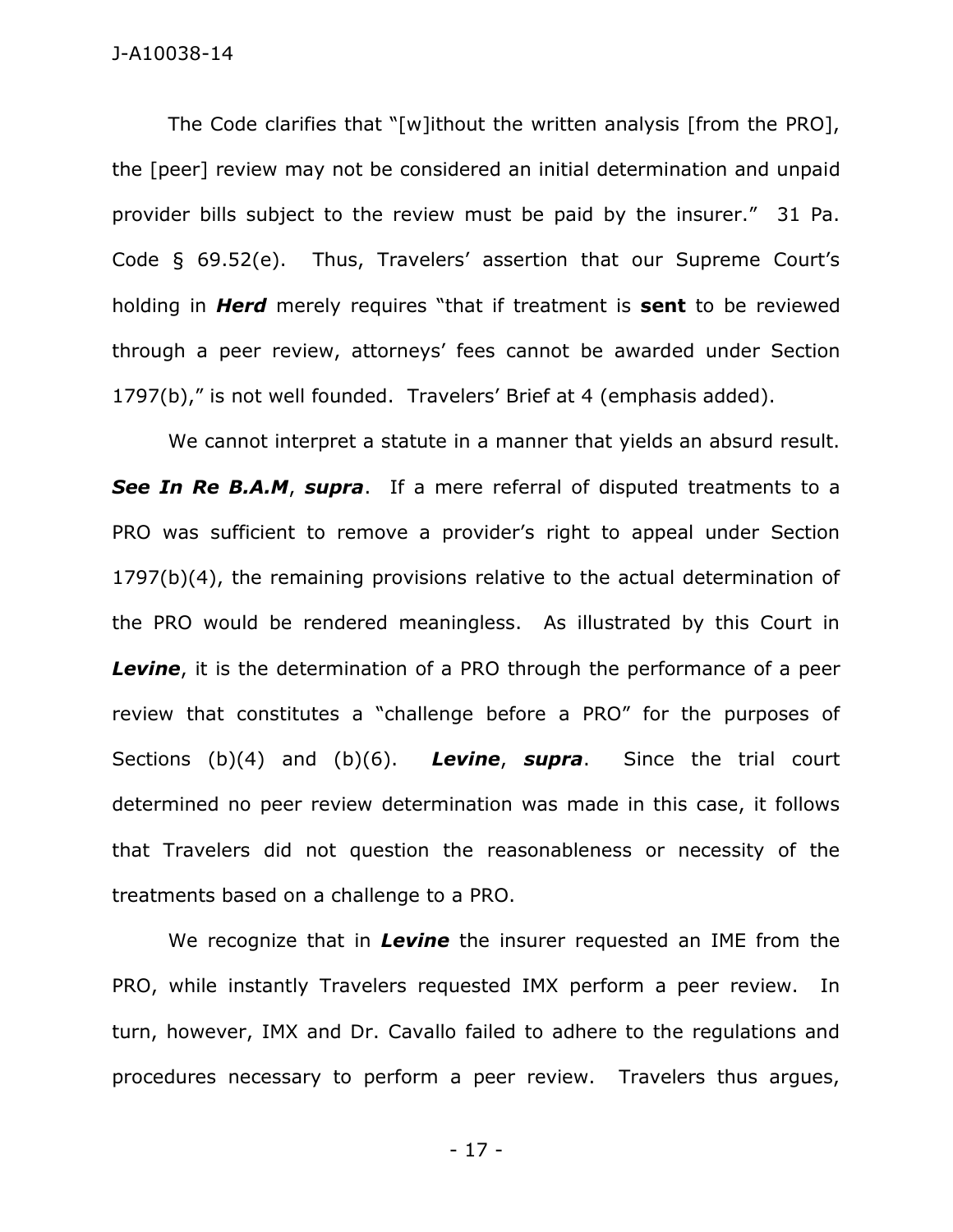The Code clarifies that "[w]ithout the written analysis [from the PRO], the [peer] review may not be considered an initial determination and unpaid provider bills subject to the review must be paid by the insurer." 31 Pa. Code § 69.52(e). Thus, Travelers' assertion that our Supreme Court's holding in ***Herd*** merely requires "that if treatment is **sent** to be reviewed through a peer review, attorneys' fees cannot be awarded under Section 1797(b)," is not well founded. Travelers' Brief at 4 (emphasis added).

We cannot interpret a statute in a manner that yields an absurd result. ***See In Re B.A.M***, ***supra***. If a mere referral of disputed treatments to a PRO was sufficient to remove a provider's right to appeal under Section 1797(b)(4), the remaining provisions relative to the actual determination of the PRO would be rendered meaningless. As illustrated by this Court in ***Levine***, it is the determination of a PRO through the performance of a peer review that constitutes a "challenge before a PRO" for the purposes of Sections (b)(4) and (b)(6). ***Levine***, ***supra***. Since the trial court determined no peer review determination was made in this case, it follows that Travelers did not question the reasonableness or necessity of the treatments based on a challenge to a PRO.

We recognize that in ***Levine*** the insurer requested an IME from the PRO, while instantly Travelers requested IMX perform a peer review. In turn, however, IMX and Dr. Cavallo failed to adhere to the regulations and procedures necessary to perform a peer review. Travelers thus argues,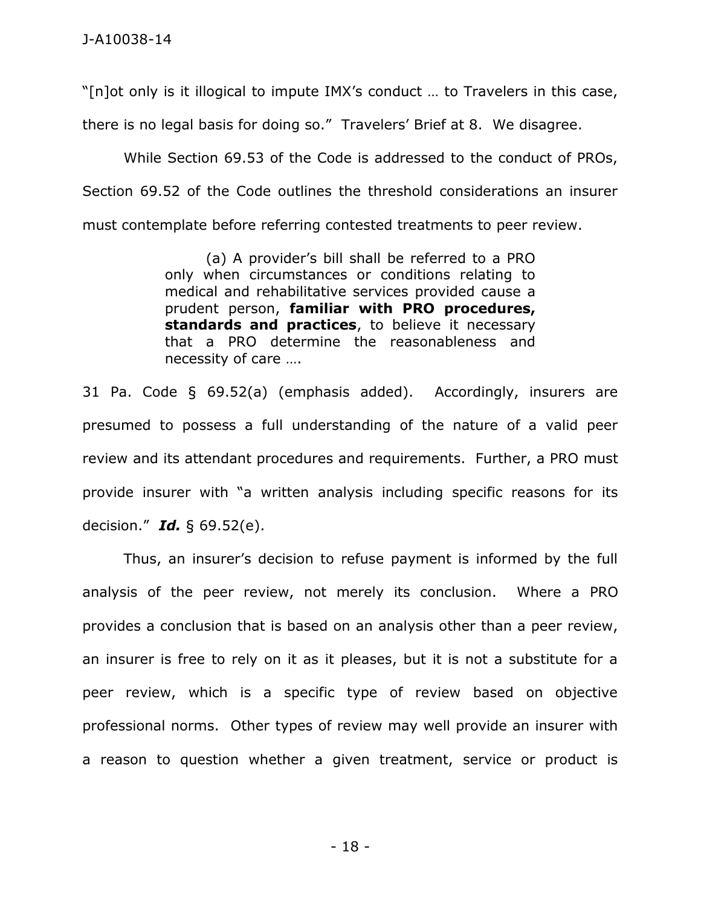"[n]ot only is it illogical to impute IMX's conduct … to Travelers in this case, there is no legal basis for doing so." Travelers' Brief at 8. We disagree.

While Section 69.53 of the Code is addressed to the conduct of PROs, Section 69.52 of the Code outlines the threshold considerations an insurer must contemplate before referring contested treatments to peer review.

> (a) A provider's bill shall be referred to a PRO only when circumstances or conditions relating to medical and rehabilitative services provided cause a prudent person, **familiar with PRO procedures, standards and practices**, to believe it necessary that a PRO determine the reasonableness and necessity of care ….

31 Pa. Code § 69.52(a) (emphasis added). Accordingly, insurers are presumed to possess a full understanding of the nature of a valid peer review and its attendant procedures and requirements. Further, a PRO must provide insurer with "a written analysis including specific reasons for its decision." ***Id.*** § 69.52(e).

Thus, an insurer's decision to refuse payment is informed by the full analysis of the peer review, not merely its conclusion. Where a PRO provides a conclusion that is based on an analysis other than a peer review, an insurer is free to rely on it as it pleases, but it is not a substitute for a peer review, which is a specific type of review based on objective professional norms. Other types of review may well provide an insurer with a reason to question whether a given treatment, service or product is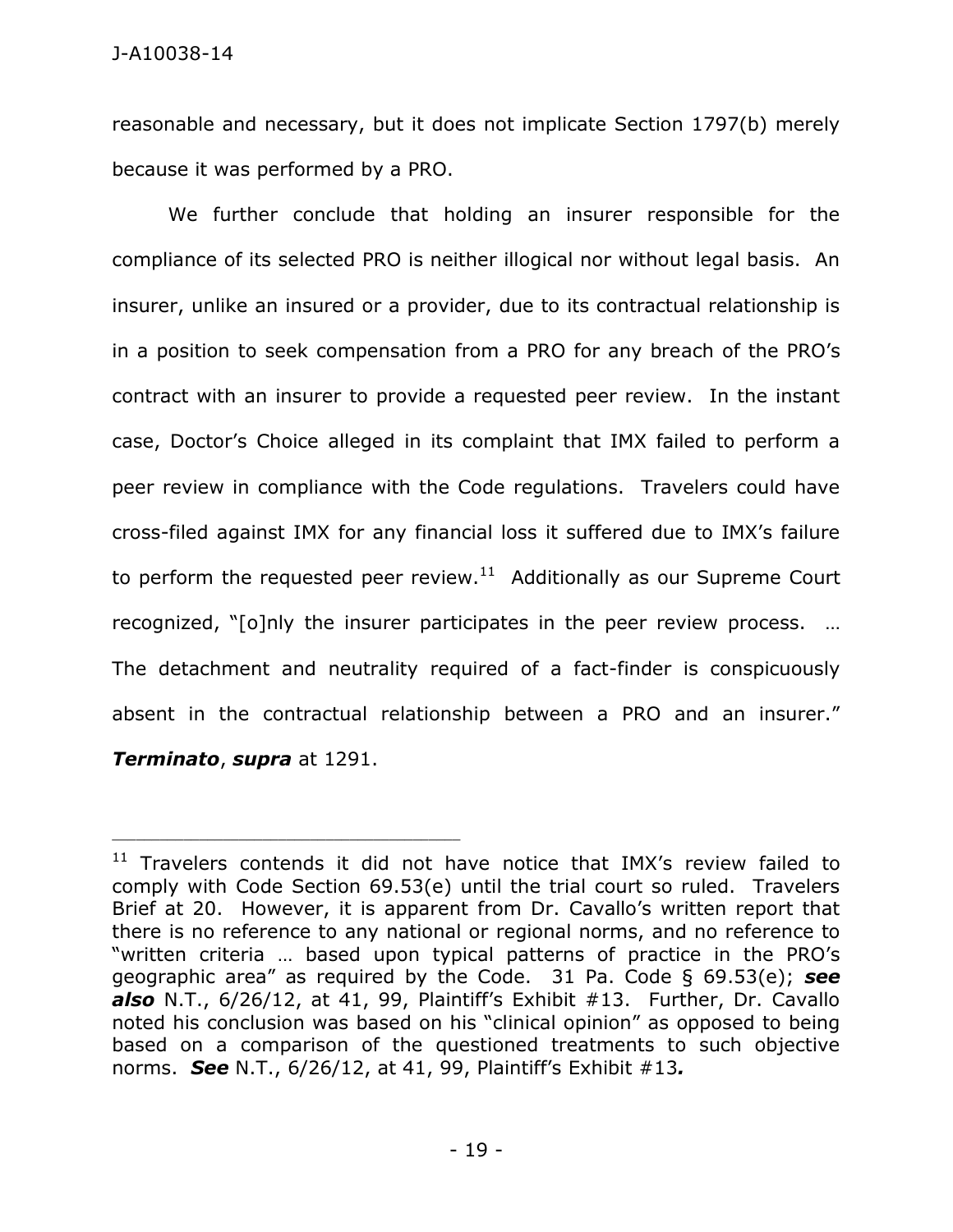reasonable and necessary, but it does not implicate Section 1797(b) merely because it was performed by a PRO.

We further conclude that holding an insurer responsible for the compliance of its selected PRO is neither illogical nor without legal basis. An insurer, unlike an insured or a provider, due to its contractual relationship is in a position to seek compensation from a PRO for any breach of the PRO's contract with an insurer to provide a requested peer review. In the instant case, Doctor's Choice alleged in its complaint that IMX failed to perform a peer review in compliance with the Code regulations. Travelers could have cross-filed against IMX for any financial loss it suffered due to IMX's failure to perform the requested peer review.[11] Additionally as our Supreme Court recognized, "[o]nly the insurer participates in the peer review process. … The detachment and neutrality required of a fact-finder is conspicuously absent in the contractual relationship between a PRO and an insurer." ***Terminato***, ***supra*** at 1291.

---

[11] Travelers contends it did not have notice that IMX's review failed to comply with Code Section 69.53(e) until the trial court so ruled. Travelers Brief at 20. However, it is apparent from Dr. Cavallo's written report that there is no reference to any national or regional norms, and no reference to "written criteria … based upon typical patterns of practice in the PRO's geographic area" as required by the Code. 31 Pa. Code § 69.53(e); ***see also*** N.T., 6/26/12, at 41, 99, Plaintiff's Exhibit #13. Further, Dr. Cavallo noted his conclusion was based on his "clinical opinion" as opposed to being based on a comparison of the questioned treatments to such objective norms. ***See*** N.T., 6/26/12, at 41, 99, Plaintiff's Exhibit #13***.***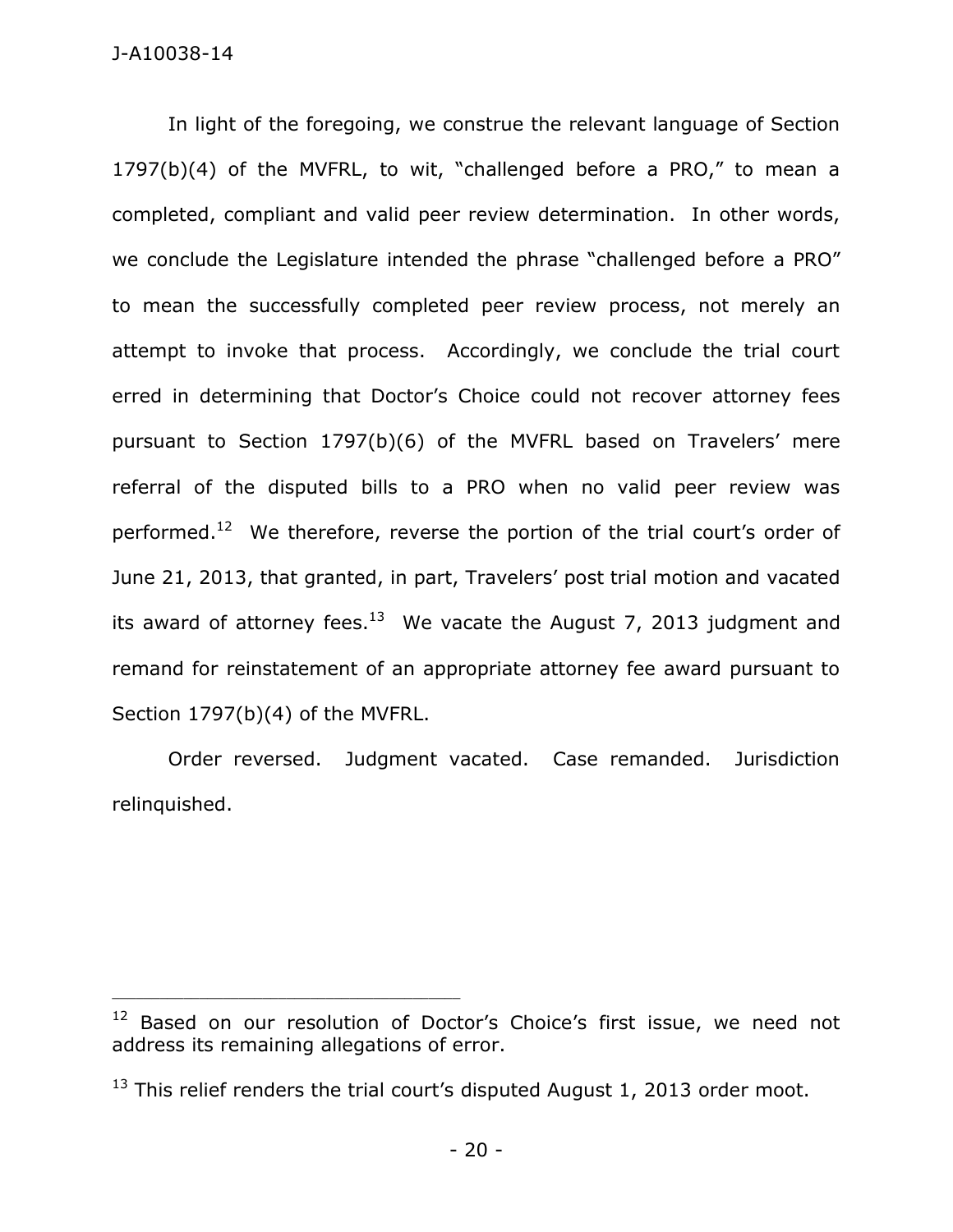In light of the foregoing, we construe the relevant language of Section 1797(b)(4) of the MVFRL, to wit, "challenged before a PRO," to mean a completed, compliant and valid peer review determination. In other words, we conclude the Legislature intended the phrase "challenged before a PRO" to mean the successfully completed peer review process, not merely an attempt to invoke that process. Accordingly, we conclude the trial court erred in determining that Doctor's Choice could not recover attorney fees pursuant to Section 1797(b)(6) of the MVFRL based on Travelers' mere referral of the disputed bills to a PRO when no valid peer review was performed.[12] We therefore, reverse the portion of the trial court's order of June 21, 2013, that granted, in part, Travelers' post trial motion and vacated its award of attorney fees.[13] We vacate the August 7, 2013 judgment and remand for reinstatement of an appropriate attorney fee award pursuant to Section 1797(b)(4) of the MVFRL.

Order reversed. Judgment vacated. Case remanded. Jurisdiction relinquished.

---

[12] Based on our resolution of Doctor's Choice's first issue, we need not address its remaining allegations of error.

[13] This relief renders the trial court's disputed August 1, 2013 order moot.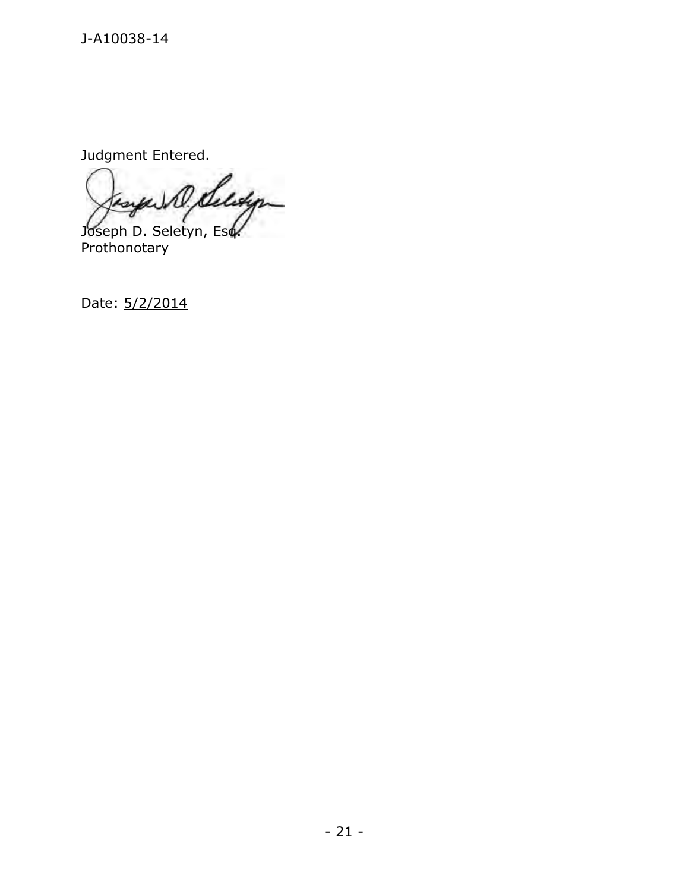Judgment Entered.

Joseph D. Seletyn, Esq.
Prothonotary

Date: 5/2/2014